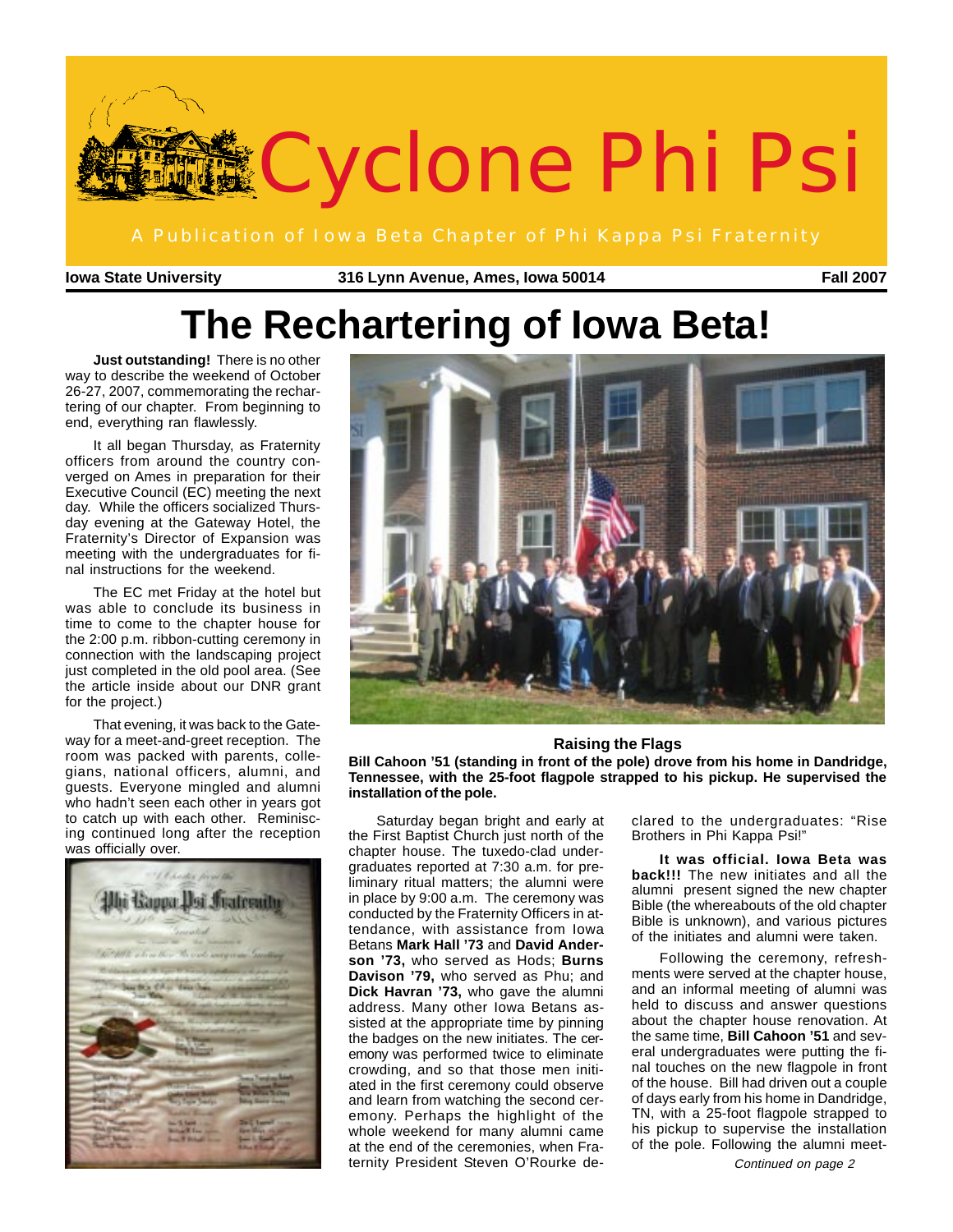# Cyclone Phi Psi

A Publication of Iowa Beta Chapter of Phi Kappa Psi Fraternity

**Iowa State University** **316 Lynn Avenue, Ames, Iowa 50014** **Fall 2007**

# The Rechartering of Iowa Beta!

**Just outstanding!** There is no other way to describe the weekend of October 26-27, 2007, commemorating the rechartering of our chapter. From beginning to end, everything ran flawlessly.

It all began Thursday, as Fraternity officers from around the country converged on Ames in preparation for their Executive Council (EC) meeting the next day. While the officers socialized Thursday evening at the Gateway Hotel, the Fraternity's Director of Expansion was meeting with the undergraduates for final instructions for the weekend.

The EC met Friday at the hotel but was able to conclude its business in time to come to the chapter house for the 2:00 p.m. ribbon-cutting ceremony in connection with the landscaping project just completed in the old pool area. (See the article inside about our DNR grant for the project.)

That evening, it was back to the Gateway for a meet-and-greet reception. The room was packed with parents, collegians, national officers, alumni, and guests. Everyone mingled and alumni who hadn't seen each other in years got to catch up with each other. Reminiscing continued long after the reception was officially over.

**Raising the Flags**

**Bill Cahoon '51 (standing in front of the pole) drove from his home in Dandridge, Tennessee, with the 25-foot flagpole strapped to his pickup. He supervised the installation of the pole.**

Saturday began bright and early at the First Baptist Church just north of the chapter house. The tuxedo-clad undergraduates reported at 7:30 a.m. for preliminary ritual matters; the alumni were in place by 9:00 a.m. The ceremony was conducted by the Fraternity Officers in attendance, with assistance from Iowa Betans **Mark Hall '73** and **David Anderson '73,** who served as Hods; **Burns Davison '79,** who served as Phu; and **Dick Havran '73,** who gave the alumni address. Many other Iowa Betans assisted at the appropriate time by pinning the badges on the new initiates. The ceremony was performed twice to eliminate crowding, and so that those men initiated in the first ceremony could observe and learn from watching the second ceremony. Perhaps the highlight of the whole weekend for many alumni came at the end of the ceremonies, when Fraternity President Steven O'Rourke declared to the undergraduates: "Rise Brothers in Phi Kappa Psi!"

**It was official. Iowa Beta was back!!!** The new initiates and all the alumni present signed the new chapter Bible (the whereabouts of the old chapter Bible is unknown), and various pictures of the initiates and alumni were taken.

Following the ceremony, refreshments were served at the chapter house, and an informal meeting of alumni was held to discuss and answer questions about the chapter house renovation. At the same time, **Bill Cahoon '51** and several undergraduates were putting the final touches on the new flagpole in front of the house. Bill had driven out a couple of days early from his home in Dandridge, TN, with a 25-foot flagpole strapped to his pickup to supervise the installation of the pole. Following the alumni meet-

*Continued on page 2*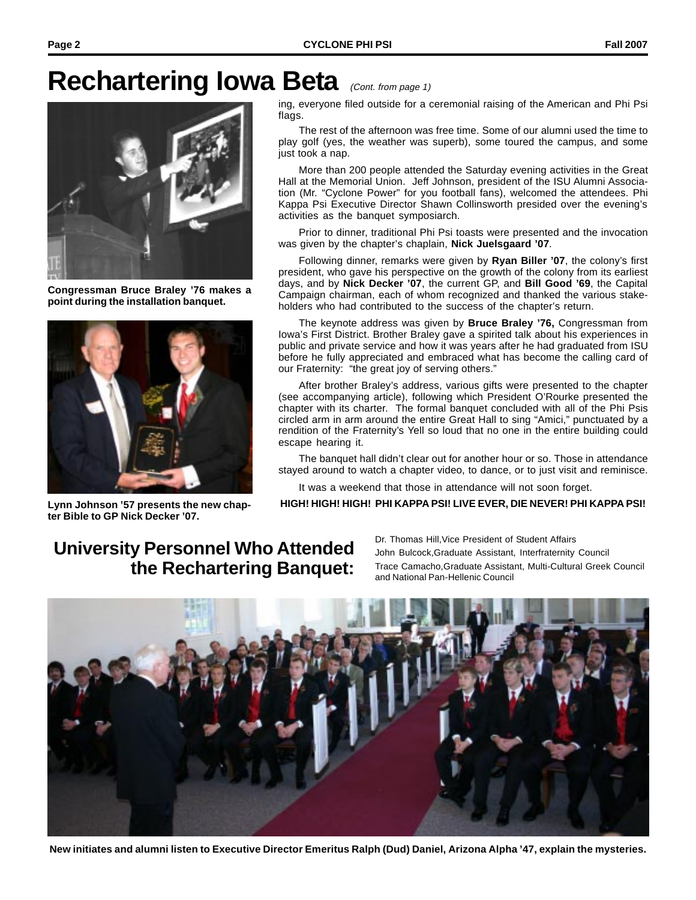# Rechartering Iowa Beta *(Cont. from page 1)*

Congressman Bruce Braley '76 makes a point during the installation banquet.

Lynn Johnson '57 presents the new chapter Bible to GP Nick Decker '07.

ing, everyone filed outside for a ceremonial raising of the American and Phi Psi flags.

The rest of the afternoon was free time. Some of our alumni used the time to play golf (yes, the weather was superb), some toured the campus, and some just took a nap.

More than 200 people attended the Saturday evening activities in the Great Hall at the Memorial Union. Jeff Johnson, president of the ISU Alumni Association (Mr. "Cyclone Power" for you football fans), welcomed the attendees. Phi Kappa Psi Executive Director Shawn Collinsworth presided over the evening's activities as the banquet symposiarch.

Prior to dinner, traditional Phi Psi toasts were presented and the invocation was given by the chapter's chaplain, **Nick Juelsgaard '07**.

Following dinner, remarks were given by **Ryan Biller '07**, the colony's first president, who gave his perspective on the growth of the colony from its earliest days, and by **Nick Decker '07**, the current GP, and **Bill Good '69**, the Capital Campaign chairman, each of whom recognized and thanked the various stakeholders who had contributed to the success of the chapter's return.

The keynote address was given by **Bruce Braley '76,** Congressman from Iowa's First District. Brother Braley gave a spirited talk about his experiences in public and private service and how it was years after he had graduated from ISU before he fully appreciated and embraced what has become the calling card of our Fraternity: "the great joy of serving others."

After brother Braley's address, various gifts were presented to the chapter (see accompanying article), following which President O'Rourke presented the chapter with its charter. The formal banquet concluded with all of the Phi Psis circled arm in arm around the entire Great Hall to sing "Amici," punctuated by a rendition of the Fraternity's Yell so loud that no one in the entire building could escape hearing it.

The banquet hall didn't clear out for another hour or so. Those in attendance stayed around to watch a chapter video, to dance, or to just visit and reminisce.

It was a weekend that those in attendance will not soon forget.

**HIGH! HIGH! HIGH! PHI KAPPA PSI! LIVE EVER, DIE NEVER! PHI KAPPA PSI!**

## University Personnel Who Attended the Rechartering Banquet:

Dr. Thomas Hill,Vice President of Student Affairs

John Bulcock,Graduate Assistant, Interfraternity Council

Trace Camacho,Graduate Assistant, Multi-Cultural Greek Council and National Pan-Hellenic Council

New initiates and alumni listen to Executive Director Emeritus Ralph (Dud) Daniel, Arizona Alpha '47, explain the mysteries.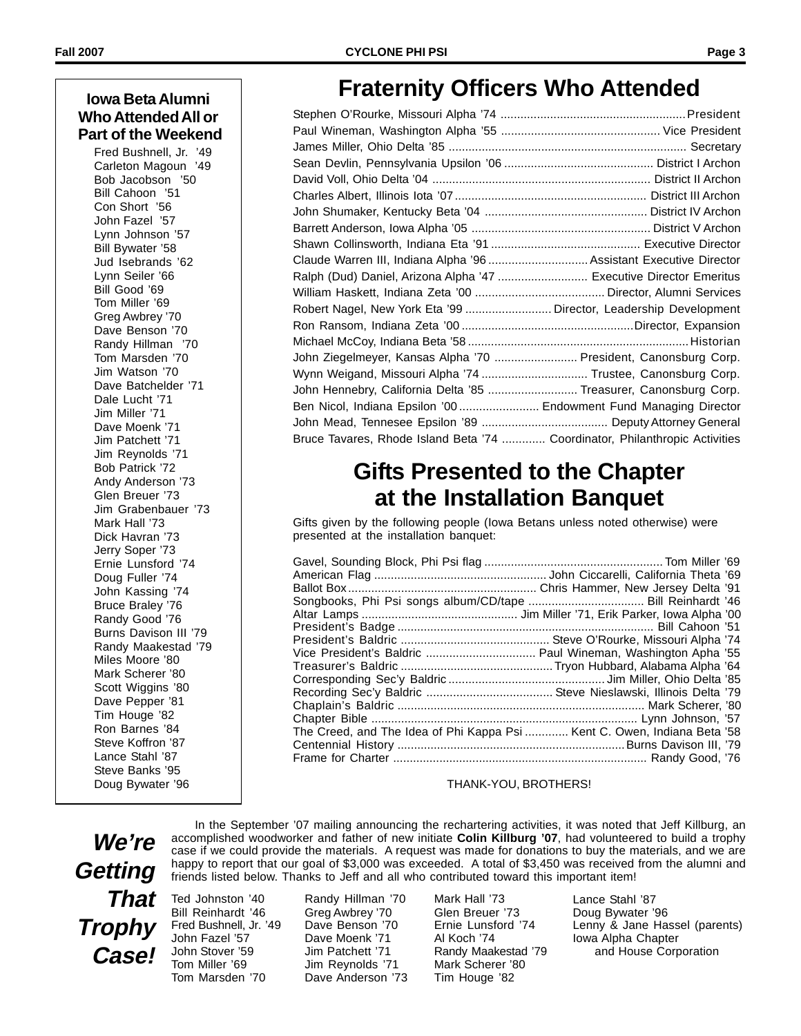## Iowa Beta Alumni Who Attended All or Part of the Weekend

Fred Bushnell, Jr. '49
Carleton Magoun '49
Bob Jacobson '50
Bill Cahoon '51
Con Short '56
John Fazel '57
Lynn Johnson '57
Bill Bywater '58
Jud Isebrands '62
Lynn Seiler '66
Bill Good '69
Tom Miller '69
Greg Awbrey '70
Dave Benson '70
Randy Hillman '70
Tom Marsden '70
Jim Watson '70
Dave Batchelder '71
Dale Lucht '71
Jim Miller '71
Dave Moenk '71
Jim Patchett '71
Jim Reynolds '71
Bob Patrick '72
Andy Anderson '73
Glen Breuer '73
Jim Grabenbauer '73
Mark Hall '73
Dick Havran '73
Jerry Soper '73
Ernie Lunsford '74
Doug Fuller '74
John Kassing '74
Bruce Braley '76
Randy Good '76
Burns Davison III '79
Randy Maakestad '79
Miles Moore '80
Mark Scherer '80
Scott Wiggins '80
Dave Pepper '81
Tim Houge '82
Ron Barnes '84
Steve Koffron '87
Lance Stahl '87
Steve Banks '95
Doug Bywater '96

# Fraternity Officers Who Attended

Stephen O'Rourke, Missouri Alpha '74 .......... President
Paul Wineman, Washington Alpha '55 .......... Vice President
James Miller, Ohio Delta '85 .......... Secretary
Sean Devlin, Pennsylvania Upsilon '06 .......... District I Archon
David Voll, Ohio Delta '04 .......... District II Archon
Charles Albert, Illinois Iota '07 .......... District III Archon
John Shumaker, Kentucky Beta '04 .......... District IV Archon
Barrett Anderson, Iowa Alpha '05 .......... District V Archon
Shawn Collinsworth, Indiana Eta '91 .......... Executive Director
Claude Warren III, Indiana Alpha '96 .......... Assistant Executive Director
Ralph (Dud) Daniel, Arizona Alpha '47 .......... Executive Director Emeritus
William Haskett, Indiana Zeta '00 .......... Director, Alumni Services
Robert Nagel, New York Eta '99 .......... Director, Leadership Development
Ron Ransom, Indiana Zeta '00 .......... Director, Expansion
Michael McCoy, Indiana Beta '58 .......... Historian
John Ziegelmeyer, Kansas Alpha '70 .......... President, Canonsburg Corp.
Wynn Weigand, Missouri Alpha '74 .......... Trustee, Canonsburg Corp.
John Hennebry, California Delta '85 .......... Treasurer, Canonsburg Corp.
Ben Nicol, Indiana Epsilon '00 .......... Endowment Fund Managing Director
John Mead, Tennesee Epsilon '89 .......... Deputy Attorney General
Bruce Tavares, Rhode Island Beta '74 .......... Coordinator, Philanthropic Activities

# Gifts Presented to the Chapter at the Installation Banquet

Gifts given by the following people (Iowa Betans unless noted otherwise) were presented at the installation banquet:

Gavel, Sounding Block, Phi Psi flag .......... Tom Miller '69
American Flag .......... John Ciccarelli, California Theta '69
Ballot Box .......... Chris Hammer, New Jersey Delta '91
Songbooks, Phi Psi songs album/CD/tape .......... Bill Reinhardt '46
Altar Lamps .......... Jim Miller '71, Erik Parker, Iowa Alpha '00
President's Badge .......... Bill Cahoon '51
President's Baldric .......... Steve O'Rourke, Missouri Alpha '74
Vice President's Baldric .......... Paul Wineman, Washington Apha '55
Treasurer's Baldric .......... Tryon Hubbard, Alabama Alpha '64
Corresponding Sec'y Baldric .......... Jim Miller, Ohio Delta '85
Recording Sec'y Baldric .......... Steve Nieslawski, Illinois Delta '79
Chaplain's Baldric .......... Mark Scherer, '80
Chapter Bible .......... Lynn Johnson, '57
The Creed, and The Idea of Phi Kappa Psi .......... Kent C. Owen, Indiana Beta '58
Centennial History .......... Burns Davison III, '79
Frame for Charter .......... Randy Good, '76

THANK-YOU, BROTHERS!

## *We're Getting That Trophy Case!*

In the September '07 mailing announcing the rechartering activities, it was noted that Jeff Killburg, an accomplished woodworker and father of new initiate **Colin Killburg '07**, had volunteered to build a trophy case if we could provide the materials. A request was made for donations to buy the materials, and we are happy to report that our goal of $3,000 was exceeded. A total of $3,450 was received from the alumni and friends listed below. Thanks to Jeff and all who contributed toward this important item!

Ted Johnston '40
Bill Reinhardt '46
Fred Bushnell, Jr. '49
John Fazel '57
John Stover '59
Tom Miller '69
Tom Marsden '70
Randy Hillman '70
Greg Awbrey '70
Dave Benson '70
Dave Moenk '71
Jim Patchett '71
Jim Reynolds '71
Dave Anderson '73
Mark Hall '73
Glen Breuer '73
Ernie Lunsford '74
Al Koch '74
Randy Maakestad '79
Mark Scherer '80
Tim Houge '82
Lance Stahl '87
Doug Bywater '96
Lenny & Jane Hassel (parents)
Iowa Alpha Chapter and House Corporation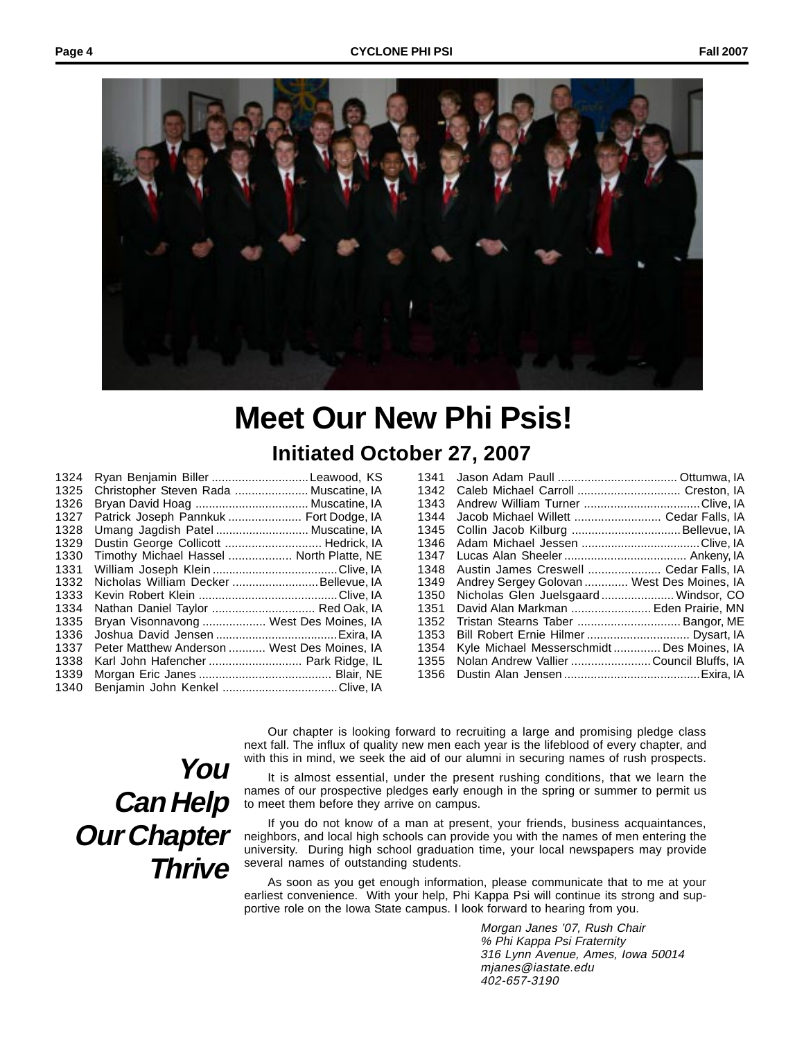# Meet Our New Phi Psis!

## Initiated October 27, 2007

| No. | Name | Hometown |
|---|---|---|
| 1324 | Ryan Benjamin Biller | Leawood, KS |
| 1325 | Christopher Steven Rada | Muscatine, IA |
| 1326 | Bryan David Hoag | Muscatine, IA |
| 1327 | Patrick Joseph Pannkuk | Fort Dodge, IA |
| 1328 | Umang Jagdish Patel | Muscatine, IA |
| 1329 | Dustin George Collicott | Hedrick, IA |
| 1330 | Timothy Michael Hassel | North Platte, NE |
| 1331 | William Joseph Klein | Clive, IA |
| 1332 | Nicholas William Decker | Bellevue, IA |
| 1333 | Kevin Robert Klein | Clive, IA |
| 1334 | Nathan Daniel Taylor | Red Oak, IA |
| 1335 | Bryan Visonnavong | West Des Moines, IA |
| 1336 | Joshua David Jensen | Exira, IA |
| 1337 | Peter Matthew Anderson | West Des Moines, IA |
| 1338 | Karl John Hafencher | Park Ridge, IL |
| 1339 | Morgan Eric Janes | Blair, NE |
| 1340 | Benjamin John Kenkel | Clive, IA |
| 1341 | Jason Adam Paull | Ottumwa, IA |
| 1342 | Caleb Michael Carroll | Creston, IA |
| 1343 | Andrew William Turner | Clive, IA |
| 1344 | Jacob Michael Willett | Cedar Falls, IA |
| 1345 | Collin Jacob Kilburg | Bellevue, IA |
| 1346 | Adam Michael Jessen | Clive, IA |
| 1347 | Lucas Alan Sheeler | Ankeny, IA |
| 1348 | Austin James Creswell | Cedar Falls, IA |
| 1349 | Andrey Sergey Golovan | West Des Moines, IA |
| 1350 | Nicholas Glen Juelsgaard | Windsor, CO |
| 1351 | David Alan Markman | Eden Prairie, MN |
| 1352 | Tristan Stearns Taber | Bangor, ME |
| 1353 | Bill Robert Ernie Hilmer | Dysart, IA |
| 1354 | Kyle Michael Messerschmidt | Des Moines, IA |
| 1355 | Nolan Andrew Vallier | Council Bluffs, IA |
| 1356 | Dustin Alan Jensen | Exira, IA |

## *You Can Help Our Chapter Thrive*

Our chapter is looking forward to recruiting a large and promising pledge class next fall. The influx of quality new men each year is the lifeblood of every chapter, and with this in mind, we seek the aid of our alumni in securing names of rush prospects.

It is almost essential, under the present rushing conditions, that we learn the names of our prospective pledges early enough in the spring or summer to permit us to meet them before they arrive on campus.

If you do not know of a man at present, your friends, business acquaintances, neighbors, and local high schools can provide you with the names of men entering the university. During high school graduation time, your local newspapers may provide several names of outstanding students.

As soon as you get enough information, please communicate that to me at your earliest convenience. With your help, Phi Kappa Psi will continue its strong and supportive role on the Iowa State campus. I look forward to hearing from you.

*Morgan Janes '07, Rush Chair*
*% Phi Kappa Psi Fraternity*
*316 Lynn Avenue, Ames, Iowa 50014*
*mjanes@iastate.edu*
*402-657-3190*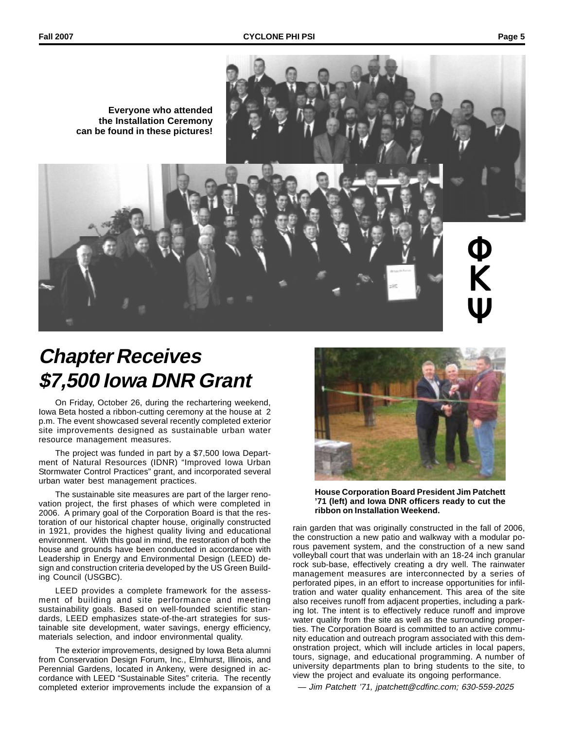**Everyone who attended the Installation Ceremony can be found in these pictures!**

Φ
Κ
Ψ

# *Chapter Receives $7,500 Iowa DNR Grant*

On Friday, October 26, during the rechartering weekend, Iowa Beta hosted a ribbon-cutting ceremony at the house at 2 p.m. The event showcased several recently completed exterior site improvements designed as sustainable urban water resource management measures.

The project was funded in part by a $7,500 Iowa Department of Natural Resources (IDNR) "Improved Iowa Urban Stormwater Control Practices" grant, and incorporated several urban water best management practices.

The sustainable site measures are part of the larger renovation project, the first phases of which were completed in 2006. A primary goal of the Corporation Board is that the restoration of our historical chapter house, originally constructed in 1921, provides the highest quality living and educational environment. With this goal in mind, the restoration of both the house and grounds have been conducted in accordance with Leadership in Energy and Environmental Design (LEED) design and construction criteria developed by the US Green Building Council (USGBC).

LEED provides a complete framework for the assessment of building and site performance and meeting sustainability goals. Based on well-founded scientific standards, LEED emphasizes state-of-the-art strategies for sustainable site development, water savings, energy efficiency, materials selection, and indoor environmental quality.

The exterior improvements, designed by Iowa Beta alumni from Conservation Design Forum, Inc., Elmhurst, Illinois, and Perennial Gardens, located in Ankeny, were designed in accordance with LEED "Sustainable Sites" criteria. The recently completed exterior improvements include the expansion of a rain garden that was originally constructed in the fall of 2006, the construction a new patio and walkway with a modular porous pavement system, and the construction of a new sand volleyball court that was underlain with an 18-24 inch granular rock sub-base, effectively creating a dry well. The rainwater management measures are interconnected by a series of perforated pipes, in an effort to increase opportunities for infiltration and water quality enhancement. This area of the site also receives runoff from adjacent properties, including a parking lot. The intent is to effectively reduce runoff and improve water quality from the site as well as the surrounding properties. The Corporation Board is committed to an active community education and outreach program associated with this demonstration project, which will include articles in local papers, tours, signage, and educational programming. A number of university departments plan to bring students to the site, to view the project and evaluate its ongoing performance.

*— Jim Patchett '71, jpatchett@cdfinc.com; 630-559-2025*

**House Corporation Board President Jim Patchett '71 (left) and Iowa DNR officers ready to cut the ribbon on Installation Weekend.**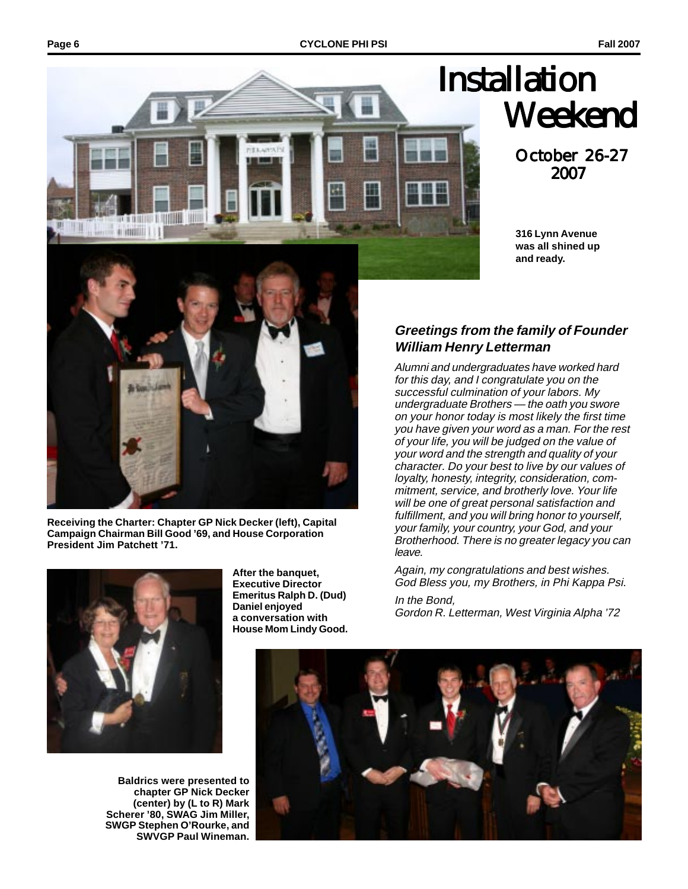# Installation Weekend

## October 26-27 2007

**316 Lynn Avenue was all shined up and ready.**

**Receiving the Charter: Chapter GP Nick Decker (left), Capital Campaign Chairman Bill Good '69, and House Corporation President Jim Patchett '71.**

### *Greetings from the family of Founder William Henry Letterman*

*Alumni and undergraduates have worked hard for this day, and I congratulate you on the successful culmination of your labors. My undergraduate Brothers — the oath you swore on your honor today is most likely the first time you have given your word as a man. For the rest of your life, you will be judged on the value of your word and the strength and quality of your character. Do your best to live by our values of loyalty, honesty, integrity, consideration, commitment, service, and brotherly love. Your life will be one of great personal satisfaction and fulfillment, and you will bring honor to yourself, your family, your country, your God, and your Brotherhood. There is no greater legacy you can leave.*

*Again, my congratulations and best wishes. God Bless you, my Brothers, in Phi Kappa Psi.*

*In the Bond,*
*Gordon R. Letterman, West Virginia Alpha '72*

**After the banquet, Executive Director Emeritus Ralph D. (Dud) Daniel enjoyed a conversation with House Mom Lindy Good.**

**Baldrics were presented to chapter GP Nick Decker (center) by (L to R) Mark Scherer '80, SWAG Jim Miller, SWGP Stephen O'Rourke, and SWVGP Paul Wineman.**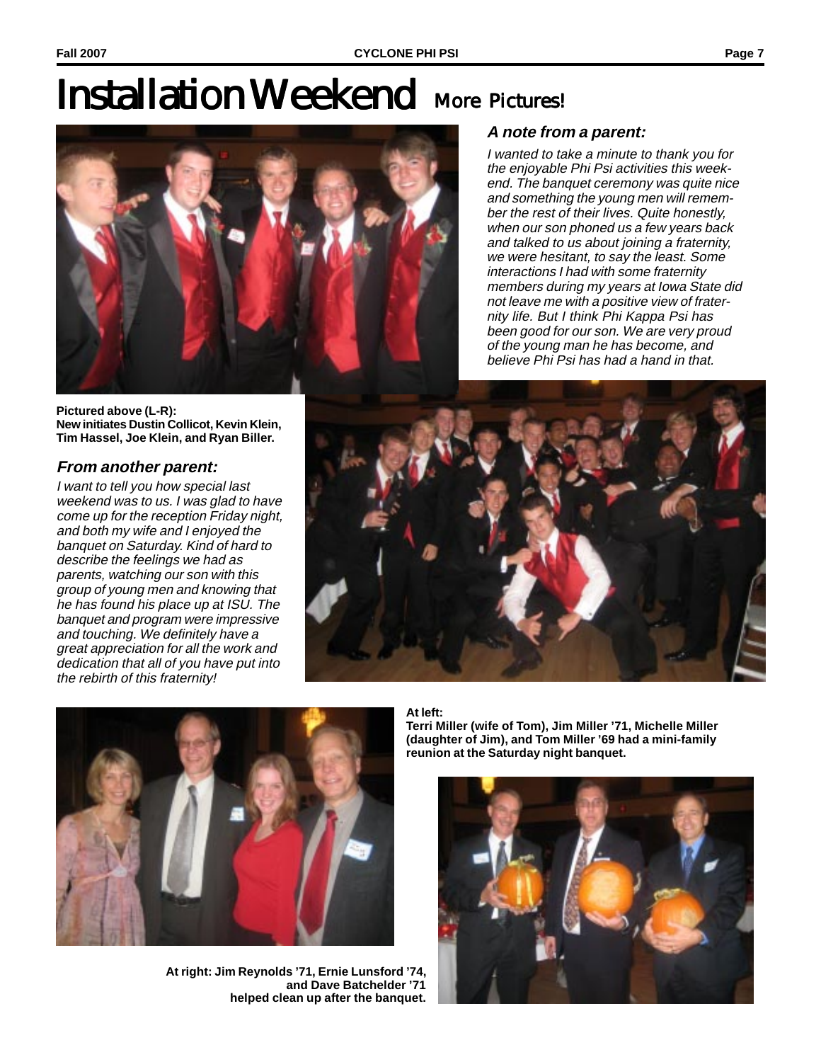# Installation Weekend More Pictures!

### *A note from a parent:*

*I wanted to take a minute to thank you for the enjoyable Phi Psi activities this weekend. The banquet ceremony was quite nice and something the young men will remember the rest of their lives. Quite honestly, when our son phoned us a few years back and talked to us about joining a fraternity, we were hesitant, to say the least. Some interactions I had with some fraternity members during my years at Iowa State did not leave me with a positive view of fraternity life. But I think Phi Kappa Psi has been good for our son. We are very proud of the young man he has become, and believe Phi Psi has had a hand in that.*

**Pictured above (L-R):**
**New initiates Dustin Collicot, Kevin Klein, Tim Hassel, Joe Klein, and Ryan Biller.**

### *From another parent:*

*I want to tell you how special last weekend was to us. I was glad to have come up for the reception Friday night, and both my wife and I enjoyed the banquet on Saturday. Kind of hard to describe the feelings we had as parents, watching our son with this group of young men and knowing that he has found his place up at ISU. The banquet and program were impressive and touching. We definitely have a great appreciation for all the work and dedication that all of you have put into the rebirth of this fraternity!*

**At left:**
**Terri Miller (wife of Tom), Jim Miller '71, Michelle Miller (daughter of Jim), and Tom Miller '69 had a mini-family reunion at the Saturday night banquet.**

**At right: Jim Reynolds '71, Ernie Lunsford '74, and Dave Batchelder '71 helped clean up after the banquet.**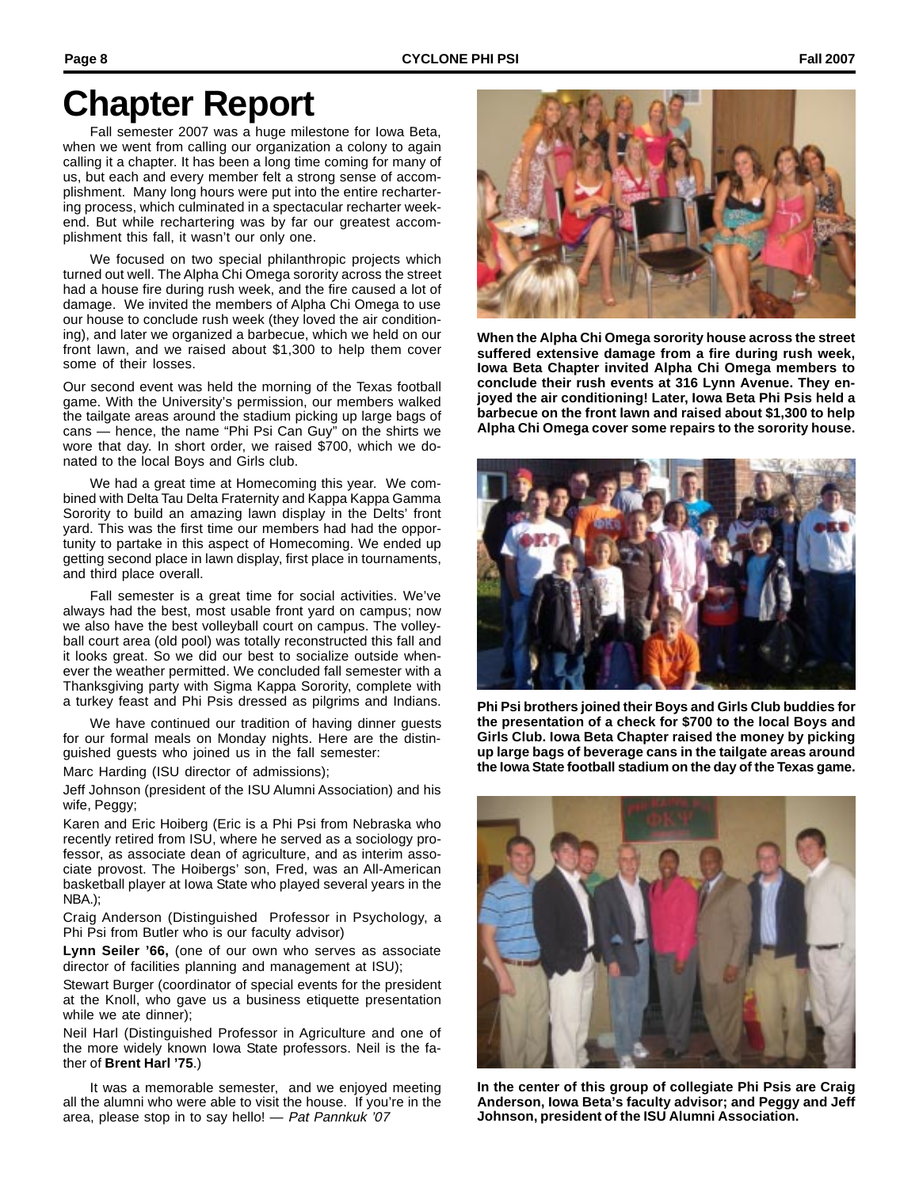# Chapter Report

Fall semester 2007 was a huge milestone for Iowa Beta, when we went from calling our organization a colony to again calling it a chapter. It has been a long time coming for many of us, but each and every member felt a strong sense of accomplishment. Many long hours were put into the entire rechartering process, which culminated in a spectacular recharter weekend. But while rechartering was by far our greatest accomplishment this fall, it wasn't our only one.

We focused on two special philanthropic projects which turned out well. The Alpha Chi Omega sorority across the street had a house fire during rush week, and the fire caused a lot of damage. We invited the members of Alpha Chi Omega to use our house to conclude rush week (they loved the air conditioning), and later we organized a barbecue, which we held on our front lawn, and we raised about $1,300 to help them cover some of their losses.

Our second event was held the morning of the Texas football game. With the University's permission, our members walked the tailgate areas around the stadium picking up large bags of cans — hence, the name "Phi Psi Can Guy" on the shirts we wore that day. In short order, we raised $700, which we donated to the local Boys and Girls club.

We had a great time at Homecoming this year. We combined with Delta Tau Delta Fraternity and Kappa Kappa Gamma Sorority to build an amazing lawn display in the Delts' front yard. This was the first time our members had had the opportunity to partake in this aspect of Homecoming. We ended up getting second place in lawn display, first place in tournaments, and third place overall.

Fall semester is a great time for social activities. We've always had the best, most usable front yard on campus; now we also have the best volleyball court on campus. The volleyball court area (old pool) was totally reconstructed this fall and it looks great. So we did our best to socialize outside whenever the weather permitted. We concluded fall semester with a Thanksgiving party with Sigma Kappa Sorority, complete with a turkey feast and Phi Psis dressed as pilgrims and Indians.

We have continued our tradition of having dinner guests for our formal meals on Monday nights. Here are the distinguished guests who joined us in the fall semester:

Marc Harding (ISU director of admissions);

Jeff Johnson (president of the ISU Alumni Association) and his wife, Peggy;

Karen and Eric Hoiberg (Eric is a Phi Psi from Nebraska who recently retired from ISU, where he served as a sociology professor, as associate dean of agriculture, and as interim associate provost. The Hoibergs' son, Fred, was an All-American basketball player at Iowa State who played several years in the NBA.);

Craig Anderson (Distinguished Professor in Psychology, a Phi Psi from Butler who is our faculty advisor)

**Lynn Seiler '66,** (one of our own who serves as associate director of facilities planning and management at ISU);

Stewart Burger (coordinator of special events for the president at the Knoll, who gave us a business etiquette presentation while we ate dinner);

Neil Harl (Distinguished Professor in Agriculture and one of the more widely known Iowa State professors. Neil is the father of **Brent Harl '75**.)

It was a memorable semester, and we enjoyed meeting all the alumni who were able to visit the house. If you're in the area, please stop in to say hello! — *Pat Pannkuk '07*

**When the Alpha Chi Omega sorority house across the street suffered extensive damage from a fire during rush week, Iowa Beta Chapter invited Alpha Chi Omega members to conclude their rush events at 316 Lynn Avenue. They enjoyed the air conditioning! Later, Iowa Beta Phi Psis held a barbecue on the front lawn and raised about $1,300 to help Alpha Chi Omega cover some repairs to the sorority house.**

**Phi Psi brothers joined their Boys and Girls Club buddies for the presentation of a check for $700 to the local Boys and Girls Club. Iowa Beta Chapter raised the money by picking up large bags of beverage cans in the tailgate areas around the Iowa State football stadium on the day of the Texas game.**

**In the center of this group of collegiate Phi Psis are Craig Anderson, Iowa Beta's faculty advisor; and Peggy and Jeff Johnson, president of the ISU Alumni Association.**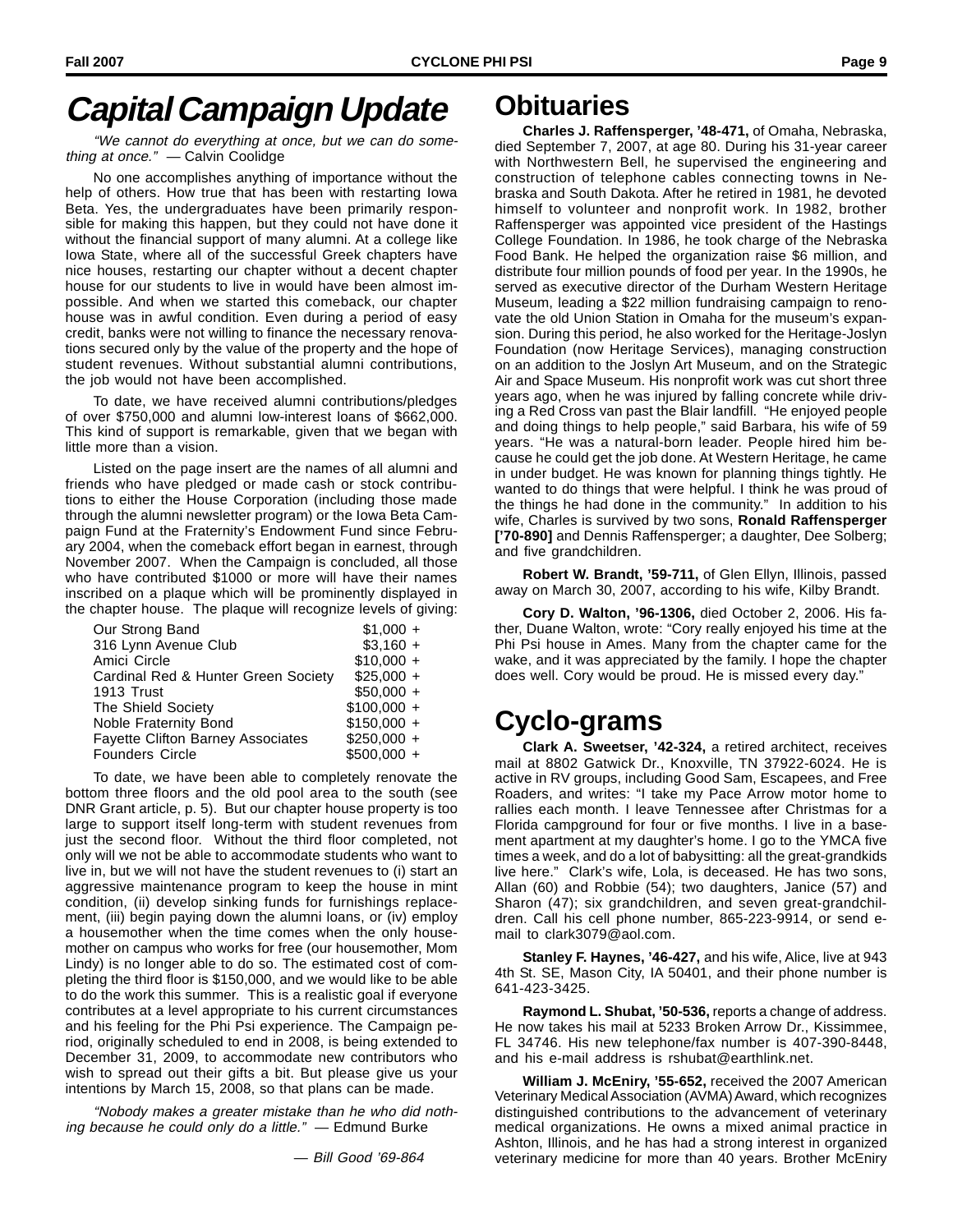# Capital Campaign Update

*"We cannot do everything at once, but we can do something at once."* — Calvin Coolidge

No one accomplishes anything of importance without the help of others. How true that has been with restarting Iowa Beta. Yes, the undergraduates have been primarily responsible for making this happen, but they could not have done it without the financial support of many alumni. At a college like Iowa State, where all of the successful Greek chapters have nice houses, restarting our chapter without a decent chapter house for our students to live in would have been almost impossible. And when we started this comeback, our chapter house was in awful condition. Even during a period of easy credit, banks were not willing to finance the necessary renovations secured only by the value of the property and the hope of student revenues. Without substantial alumni contributions, the job would not have been accomplished.

To date, we have received alumni contributions/pledges of over $750,000 and alumni low-interest loans of $662,000. This kind of support is remarkable, given that we began with little more than a vision.

Listed on the page insert are the names of all alumni and friends who have pledged or made cash or stock contributions to either the House Corporation (including those made through the alumni newsletter program) or the Iowa Beta Campaign Fund at the Fraternity's Endowment Fund since February 2004, when the comeback effort began in earnest, through November 2007. When the Campaign is concluded, all those who have contributed $1000 or more will have their names inscribed on a plaque which will be prominently displayed in the chapter house. The plaque will recognize levels of giving:

| | |
|---|---|
| Our Strong Band | $1,000 + |
| 316 Lynn Avenue Club | $3,160 + |
| Amici Circle | $10,000 + |
| Cardinal Red & Hunter Green Society | $25,000 + |
| 1913 Trust | $50,000 + |
| The Shield Society | $100,000 + |
| Noble Fraternity Bond | $150,000 + |
| Fayette Clifton Barney Associates | $250,000 + |
| Founders Circle | $500,000 + |

To date, we have been able to completely renovate the bottom three floors and the old pool area to the south (see DNR Grant article, p. 5). But our chapter house property is too large to support itself long-term with student revenues from just the second floor. Without the third floor completed, not only will we not be able to accommodate students who want to live in, but we will not have the student revenues to (i) start an aggressive maintenance program to keep the house in mint condition, (ii) develop sinking funds for furnishings replacement, (iii) begin paying down the alumni loans, or (iv) employ a housemother when the time comes when the only housemother on campus who works for free (our housemother, Mom Lindy) is no longer able to do so. The estimated cost of completing the third floor is $150,000, and we would like to be able to do the work this summer. This is a realistic goal if everyone contributes at a level appropriate to his current circumstances and his feeling for the Phi Psi experience. The Campaign period, originally scheduled to end in 2008, is being extended to December 31, 2009, to accommodate new contributors who wish to spread out their gifts a bit. But please give us your intentions by March 15, 2008, so that plans can be made.

*"Nobody makes a greater mistake than he who did nothing because he could only do a little."* — Edmund Burke

— *Bill Good '69-864*

# Obituaries

**Charles J. Raffensperger, '48-471,** of Omaha, Nebraska, died September 7, 2007, at age 80. During his 31-year career with Northwestern Bell, he supervised the engineering and construction of telephone cables connecting towns in Nebraska and South Dakota. After he retired in 1981, he devoted himself to volunteer and nonprofit work. In 1982, brother Raffensperger was appointed vice president of the Hastings College Foundation. In 1986, he took charge of the Nebraska Food Bank. He helped the organization raise $6 million, and distribute four million pounds of food per year. In the 1990s, he served as executive director of the Durham Western Heritage Museum, leading a $22 million fundraising campaign to renovate the old Union Station in Omaha for the museum's expansion. During this period, he also worked for the Heritage-Joslyn Foundation (now Heritage Services), managing construction on an addition to the Joslyn Art Museum, and on the Strategic Air and Space Museum. His nonprofit work was cut short three years ago, when he was injured by falling concrete while driving a Red Cross van past the Blair landfill. "He enjoyed people and doing things to help people," said Barbara, his wife of 59 years. "He was a natural-born leader. People hired him because he could get the job done. At Western Heritage, he came in under budget. He was known for planning things tightly. He wanted to do things that were helpful. I think he was proud of the things he had done in the community." In addition to his wife, Charles is survived by two sons, **Ronald Raffensperger ['70-890]** and Dennis Raffensperger; a daughter, Dee Solberg; and five grandchildren.

**Robert W. Brandt, '59-711,** of Glen Ellyn, Illinois, passed away on March 30, 2007, according to his wife, Kilby Brandt.

**Cory D. Walton, '96-1306,** died October 2, 2006. His father, Duane Walton, wrote: "Cory really enjoyed his time at the Phi Psi house in Ames. Many from the chapter came for the wake, and it was appreciated by the family. I hope the chapter does well. Cory would be proud. He is missed every day."

# Cyclo-grams

**Clark A. Sweetser, '42-324,** a retired architect, receives mail at 8802 Gatwick Dr., Knoxville, TN 37922-6024. He is active in RV groups, including Good Sam, Escapees, and Free Roaders, and writes: "I take my Pace Arrow motor home to rallies each month. I leave Tennessee after Christmas for a Florida campground for four or five months. I live in a basement apartment at my daughter's home. I go to the YMCA five times a week, and do a lot of babysitting: all the great-grandkids live here." Clark's wife, Lola, is deceased. He has two sons, Allan (60) and Robbie (54); two daughters, Janice (57) and Sharon (47); six grandchildren, and seven great-grandchildren. Call his cell phone number, 865-223-9914, or send e-mail to clark3079@aol.com.

**Stanley F. Haynes, '46-427,** and his wife, Alice, live at 943 4th St. SE, Mason City, IA 50401, and their phone number is 641-423-3425.

**Raymond L. Shubat, '50-536,** reports a change of address. He now takes his mail at 5233 Broken Arrow Dr., Kissimmee, FL 34746. His new telephone/fax number is 407-390-8448, and his e-mail address is rshubat@earthlink.net.

**William J. McEniry, '55-652,** received the 2007 American Veterinary Medical Association (AVMA) Award, which recognizes distinguished contributions to the advancement of veterinary medical organizations. He owns a mixed animal practice in Ashton, Illinois, and he has had a strong interest in organized veterinary medicine for more than 40 years. Brother McEniry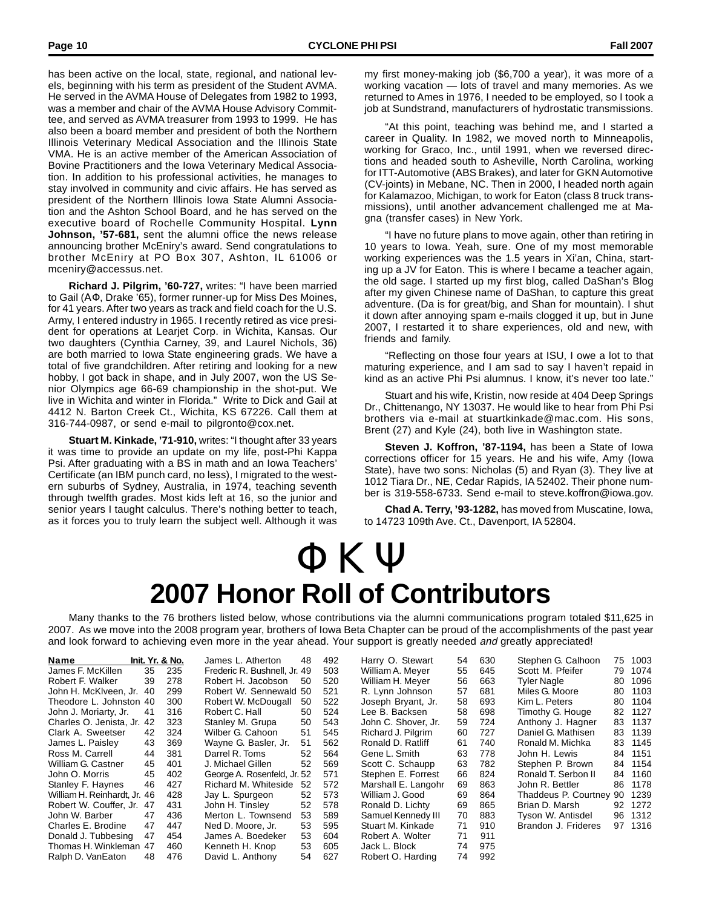has been active on the local, state, regional, and national levels, beginning with his term as president of the Student AVMA. He served in the AVMA House of Delegates from 1982 to 1993, was a member and chair of the AVMA House Advisory Committee, and served as AVMA treasurer from 1993 to 1999. He has also been a board member and president of both the Northern Illinois Veterinary Medical Association and the Illinois State VMA. He is an active member of the American Association of Bovine Practitioners and the Iowa Veterinary Medical Association. In addition to his professional activities, he manages to stay involved in community and civic affairs. He has served as president of the Northern Illinois Iowa State Alumni Association and the Ashton School Board, and he has served on the executive board of Rochelle Community Hospital. **Lynn Johnson, '57-681,** sent the alumni office the news release announcing brother McEniry's award. Send congratulations to brother McEniry at PO Box 307, Ashton, IL 61006 or mceniry@accessus.net.

**Richard J. Pilgrim, '60-727,** writes: "I have been married to Gail (AΦ, Drake '65), former runner-up for Miss Des Moines, for 41 years. After two years as track and field coach for the U.S. Army, I entered industry in 1965. I recently retired as vice president for operations at Learjet Corp. in Wichita, Kansas. Our two daughters (Cynthia Carney, 39, and Laurel Nichols, 36) are both married to Iowa State engineering grads. We have a total of five grandchildren. After retiring and looking for a new hobby, I got back in shape, and in July 2007, won the US Senior Olympics age 66-69 championship in the shot-put. We live in Wichita and winter in Florida." Write to Dick and Gail at 4412 N. Barton Creek Ct., Wichita, KS 67226. Call them at 316-744-0987, or send e-mail to pilgronto@cox.net.

**Stuart M. Kinkade, '71-910,** writes: "I thought after 33 years it was time to provide an update on my life, post-Phi Kappa Psi. After graduating with a BS in math and an Iowa Teachers' Certificate (an IBM punch card, no less), I migrated to the western suburbs of Sydney, Australia, in 1974, teaching seventh through twelfth grades. Most kids left at 16, so the junior and senior years I taught calculus. There's nothing better to teach, as it forces you to truly learn the subject well. Although it was my first money-making job ($6,700 a year), it was more of a working vacation — lots of travel and many memories. As we returned to Ames in 1976, I needed to be employed, so I took a job at Sundstrand, manufacturers of hydrostatic transmissions.

"At this point, teaching was behind me, and I started a career in Quality. In 1982, we moved north to Minneapolis, working for Graco, Inc., until 1991, when we reversed directions and headed south to Asheville, North Carolina, working for ITT-Automotive (ABS Brakes), and later for GKN Automotive (CV-joints) in Mebane, NC. Then in 2000, I headed north again for Kalamazoo, Michigan, to work for Eaton (class 8 truck transmissions), until another advancement challenged me at Magna (transfer cases) in New York.

"I have no future plans to move again, other than retiring in 10 years to Iowa. Yeah, sure. One of my most memorable working experiences was the 1.5 years in Xi'an, China, starting up a JV for Eaton. This is where I became a teacher again, the old sage. I started up my first blog, called DaShan's Blog after my given Chinese name of DaShan, to capture this great adventure. (Da is for great/big, and Shan for mountain). I shut it down after annoying spam e-mails clogged it up, but in June 2007, I restarted it to share experiences, old and new, with friends and family.

"Reflecting on those four years at ISU, I owe a lot to that maturing experience, and I am sad to say I haven't repaid in kind as an active Phi Psi alumnus. I know, it's never too late."

Stuart and his wife, Kristin, now reside at 404 Deep Springs Dr., Chittenango, NY 13037. He would like to hear from Phi Psi brothers via e-mail at stuartkinkade@mac.com. His sons, Brent (27) and Kyle (24), both live in Washington state.

**Steven J. Koffron, '87-1194,** has been a State of Iowa corrections officer for 15 years. He and his wife, Amy (Iowa State), have two sons: Nicholas (5) and Ryan (3). They live at 1012 Tiara Dr., NE, Cedar Rapids, IA 52402. Their phone number is 319-558-6733. Send e-mail to steve.koffron@iowa.gov.

**Chad A. Terry, '93-1282,** has moved from Muscatine, Iowa, to 14723 109th Ave. Ct., Davenport, IA 52804.

# Φ Κ Ψ
# 2007 Honor Roll of Contributors

Many thanks to the 76 brothers listed below, whose contributions via the alumni communications program totaled $11,625 in 2007. As we move into the 2008 program year, brothers of Iowa Beta Chapter can be proud of the accomplishments of the past year and look forward to achieving even more in the year ahead. Your support is greatly needed *and* greatly appreciated!

| Name | Init. Yr. | No. |
|---|---|---|
| James F. McKillen | 35 | 235 |
| Robert F. Walker | 39 | 278 |
| John H. McKlveen, Jr. | 40 | 299 |
| Theodore L. Johnston | 40 | 300 |
| John J. Moriarty, Jr. | 41 | 316 |
| Charles O. Jenista, Jr. | 42 | 323 |
| Clark A. Sweetser | 42 | 324 |
| James L. Paisley | 43 | 369 |
| Ross M. Carrell | 44 | 381 |
| William G. Castner | 45 | 401 |
| John O. Morris | 45 | 402 |
| Stanley F. Haynes | 46 | 427 |
| William H. Reinhardt, Jr. | 46 | 428 |
| Robert W. Couffer, Jr. | 47 | 431 |
| John W. Barber | 47 | 436 |
| Charles E. Brodine | 47 | 447 |
| Donald J. Tubbesing | 47 | 454 |
| Thomas H. Winkleman | 47 | 460 |
| Ralph D. VanEaton | 48 | 476 |
| James L. Atherton | 48 | 492 |
| Frederic R. Bushnell, Jr. | 49 | 503 |
| Robert H. Jacobson | 50 | 520 |
| Robert W. Sennewald | 50 | 521 |
| Robert W. McDougall | 50 | 522 |
| Robert C. Hall | 50 | 524 |
| Stanley M. Grupa | 50 | 543 |
| Wilber G. Cahoon | 51 | 545 |
| Wayne G. Basler, Jr. | 51 | 562 |
| Darrel R. Toms | 52 | 564 |
| J. Michael Gillen | 52 | 569 |
| George A. Rosenfeld, Jr. | 52 | 571 |
| Richard M. Whiteside | 52 | 572 |
| Jay L. Spurgeon | 52 | 573 |
| John H. Tinsley | 52 | 578 |
| Merton L. Townsend | 53 | 589 |
| Ned D. Moore, Jr. | 53 | 595 |
| James A. Boedeker | 53 | 604 |
| Kenneth H. Knop | 53 | 605 |
| David L. Anthony | 54 | 627 |
| Harry O. Stewart | 54 | 630 |
| William A. Meyer | 55 | 645 |
| William H. Meyer | 56 | 663 |
| R. Lynn Johnson | 57 | 681 |
| Joseph Bryant, Jr. | 58 | 693 |
| Lee B. Backsen | 58 | 698 |
| John C. Shover, Jr. | 59 | 724 |
| Richard J. Pilgrim | 60 | 727 |
| Ronald D. Ratliff | 61 | 740 |
| Gene L. Smith | 63 | 778 |
| Scott C. Schaupp | 63 | 782 |
| Stephen E. Forrest | 66 | 824 |
| Marshall E. Langohr | 69 | 863 |
| William J. Good | 69 | 864 |
| Ronald D. Lichty | 69 | 865 |
| Samuel Kennedy III | 70 | 883 |
| Stuart M. Kinkade | 71 | 910 |
| Robert A. Wolter | 71 | 911 |
| Jack L. Block | 74 | 975 |
| Robert O. Harding | 74 | 992 |
| Stephen G. Calhoon | 75 | 1003 |
| Scott M. Pfeifer | 79 | 1074 |
| Tyler Nagle | 80 | 1096 |
| Miles G. Moore | 80 | 1103 |
| Kim L. Peters | 80 | 1104 |
| Timothy G. Houge | 82 | 1127 |
| Anthony J. Hagner | 83 | 1137 |
| Daniel G. Mathisen | 83 | 1139 |
| Ronald M. Michka | 83 | 1145 |
| John H. Lewis | 84 | 1151 |
| Stephen P. Brown | 84 | 1154 |
| Ronald T. Serbon II | 84 | 1160 |
| John R. Bettler | 86 | 1178 |
| Thaddeus P. Courtney | 90 | 1239 |
| Brian D. Marsh | 92 | 1272 |
| Tyson W. Antisdel | 96 | 1312 |
| Brandon J. Frideres | 97 | 1316 |